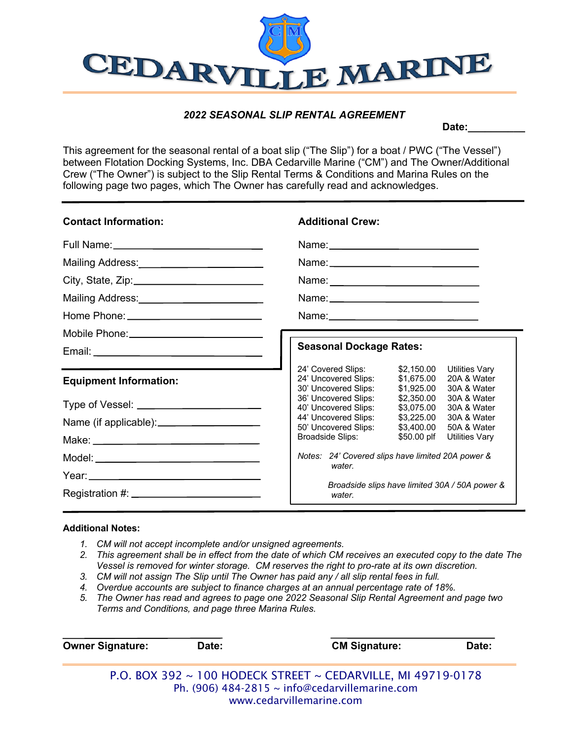# CEDARVILLE MARINE

## *2022 SEASONAL SLIP RENTAL AGREEMENT*

**Date:**__________

This agreement for the seasonal rental of a boat slip ("The Slip") for a boat / PWC ("The Vessel") between Flotation Docking Systems, Inc. DBA Cedarville Marine ("CM") and The Owner/Additional Crew ("The Owner") is subject to the Slip Rental Terms & Conditions and Marina Rules on the following page two pages, which The Owner has carefully read and acknowledges.

### Contact Information:

Full Name:______________________________

Mailing Address:________________________

City, State, Zip:________________________

Mailing Address:________________________

Home Phone:____________________________

Mobile Phone:___________________________

Email:_________________________________

### Additional Crew:

Name:_________________________________

Name:_________________________________

Name:_________________________________

Name:_________________________________

Name:_________________________________

### Equipment Information:

Type of Vessel:__________________________

Name (if applicable):_____________________

Make:_________________________________

Model:_________________________________

Year:__________________________________

Registration #:__________________________

### Seasonal Dockage Rates:

| Slip | Rate | Utilities |
|---|---|---|
| 24' Covered Slips: | $2,150.00 | Utilities Vary |
| 24' Uncovered Slips: | $1,675.00 | 20A & Water |
| 30' Uncovered Slips: | $1,925.00 | 30A & Water |
| 36' Uncovered Slips: | $2,350.00 | 30A & Water |
| 40' Uncovered Slips: | $3,075.00 | 30A & Water |
| 44' Uncovered Slips: | $3,225.00 | 30A & Water |
| 50' Uncovered Slips: | $3,400.00 | 50A & Water |
| Broadside Slips: | $50.00 plf | Utilities Vary |

*Notes: 24' Covered slips have limited 20A power & water.*

*Broadside slips have limited 30A / 50A power & water.*

### Additional Notes:

1. *CM will not accept incomplete and/or unsigned agreements.*
2. *This agreement shall be in effect from the date of which CM receives an executed copy to the date The Vessel is removed for winter storage. CM reserves the right to pro-rate at its own discretion.*
3. *CM will not assign The Slip until The Owner has paid any / all slip rental fees in full.*
4. *Overdue accounts are subject to finance charges at an annual percentage rate of 18%.*
5. *The Owner has read and agrees to page one 2022 Seasonal Slip Rental Agreement and page two Terms and Conditions, and page three Marina Rules.*

______________________________ ______________________________

**Owner Signature:** **Date:** **CM Signature:** **Date:**

P.O. BOX 392 ~ 100 HODECK STREET ~ CEDARVILLE, MI 49719-0178
Ph. (906) 484-2815 ~ info@cedarvillemarine.com
www.cedarvillemarine.com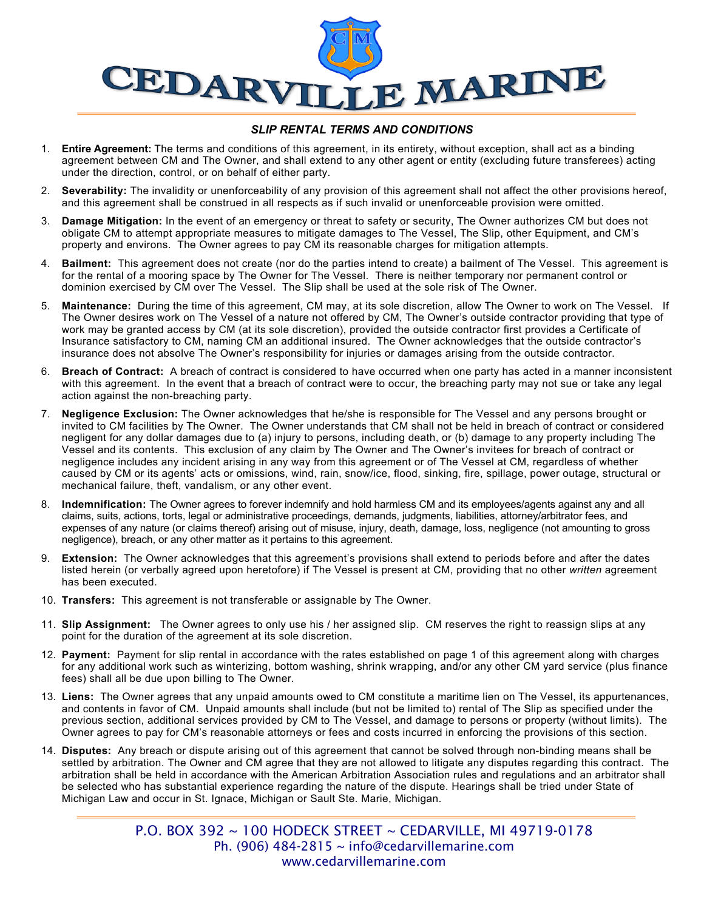# CEDARVILLE MARINE

## *SLIP RENTAL TERMS AND CONDITIONS*

1. **Entire Agreement:** The terms and conditions of this agreement, in its entirety, without exception, shall act as a binding agreement between CM and The Owner, and shall extend to any other agent or entity (excluding future transferees) acting under the direction, control, or on behalf of either party.

2. **Severability:** The invalidity or unenforceability of any provision of this agreement shall not affect the other provisions hereof, and this agreement shall be construed in all respects as if such invalid or unenforceable provision were omitted.

3. **Damage Mitigation:** In the event of an emergency or threat to safety or security, The Owner authorizes CM but does not obligate CM to attempt appropriate measures to mitigate damages to The Vessel, The Slip, other Equipment, and CM's property and environs. The Owner agrees to pay CM its reasonable charges for mitigation attempts.

4. **Bailment:** This agreement does not create (nor do the parties intend to create) a bailment of The Vessel. This agreement is for the rental of a mooring space by The Owner for The Vessel. There is neither temporary nor permanent control or dominion exercised by CM over The Vessel. The Slip shall be used at the sole risk of The Owner.

5. **Maintenance:** During the time of this agreement, CM may, at its sole discretion, allow The Owner to work on The Vessel. If The Owner desires work on The Vessel of a nature not offered by CM, The Owner's outside contractor providing that type of work may be granted access by CM (at its sole discretion), provided the outside contractor first provides a Certificate of Insurance satisfactory to CM, naming CM an additional insured. The Owner acknowledges that the outside contractor's insurance does not absolve The Owner's responsibility for injuries or damages arising from the outside contractor.

6. **Breach of Contract:** A breach of contract is considered to have occurred when one party has acted in a manner inconsistent with this agreement. In the event that a breach of contract were to occur, the breaching party may not sue or take any legal action against the non-breaching party.

7. **Negligence Exclusion:** The Owner acknowledges that he/she is responsible for The Vessel and any persons brought or invited to CM facilities by The Owner. The Owner understands that CM shall not be held in breach of contract or considered negligent for any dollar damages due to (a) injury to persons, including death, or (b) damage to any property including The Vessel and its contents. This exclusion of any claim by The Owner and The Owner's invitees for breach of contract or negligence includes any incident arising in any way from this agreement or of The Vessel at CM, regardless of whether caused by CM or its agents' acts or omissions, wind, rain, snow/ice, flood, sinking, fire, spillage, power outage, structural or mechanical failure, theft, vandalism, or any other event.

8. **Indemnification:** The Owner agrees to forever indemnify and hold harmless CM and its employees/agents against any and all claims, suits, actions, torts, legal or administrative proceedings, demands, judgments, liabilities, attorney/arbitrator fees, and expenses of any nature (or claims thereof) arising out of misuse, injury, death, damage, loss, negligence (not amounting to gross negligence), breach, or any other matter as it pertains to this agreement.

9. **Extension:** The Owner acknowledges that this agreement's provisions shall extend to periods before and after the dates listed herein (or verbally agreed upon heretofore) if The Vessel is present at CM, providing that no other *written* agreement has been executed.

10. **Transfers:** This agreement is not transferable or assignable by The Owner.

11. **Slip Assignment:** The Owner agrees to only use his / her assigned slip. CM reserves the right to reassign slips at any point for the duration of the agreement at its sole discretion.

12. **Payment:** Payment for slip rental in accordance with the rates established on page 1 of this agreement along with charges for any additional work such as winterizing, bottom washing, shrink wrapping, and/or any other CM yard service (plus finance fees) shall all be due upon billing to The Owner.

13. **Liens:** The Owner agrees that any unpaid amounts owed to CM constitute a maritime lien on The Vessel, its appurtenances, and contents in favor of CM. Unpaid amounts shall include (but not be limited to) rental of The Slip as specified under the previous section, additional services provided by CM to The Vessel, and damage to persons or property (without limits). The Owner agrees to pay for CM's reasonable attorneys or fees and costs incurred in enforcing the provisions of this section.

14. **Disputes:** Any breach or dispute arising out of this agreement that cannot be solved through non-binding means shall be settled by arbitration. The Owner and CM agree that they are not allowed to litigate any disputes regarding this contract. The arbitration shall be held in accordance with the American Arbitration Association rules and regulations and an arbitrator shall be selected who has substantial experience regarding the nature of the dispute. Hearings shall be tried under State of Michigan Law and occur in St. Ignace, Michigan or Sault Ste. Marie, Michigan.

P.O. BOX 392 ~ 100 HODECK STREET ~ CEDARVILLE, MI 49719-0178
Ph. (906) 484-2815 ~ info@cedarvillemarine.com
www.cedarvillemarine.com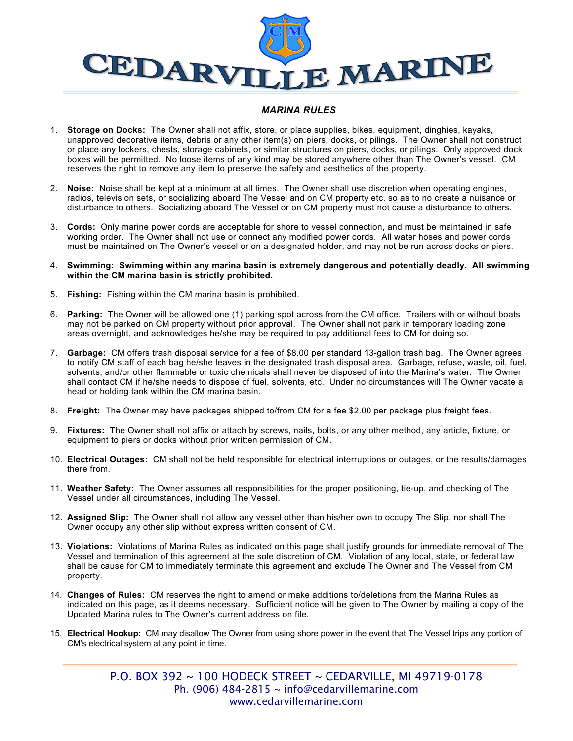# CEDARVILLE MARINE

## *MARINA RULES*

1. **Storage on Docks:** The Owner shall not affix, store, or place supplies, bikes, equipment, dinghies, kayaks, unapproved decorative items, debris or any other item(s) on piers, docks, or pilings. The Owner shall not construct or place any lockers, chests, storage cabinets, or similar structures on piers, docks, or pilings. Only approved dock boxes will be permitted. No loose items of any kind may be stored anywhere other than The Owner's vessel. CM reserves the right to remove any item to preserve the safety and aesthetics of the property.

2. **Noise:** Noise shall be kept at a minimum at all times. The Owner shall use discretion when operating engines, radios, television sets, or socializing aboard The Vessel and on CM property etc. so as to no create a nuisance or disturbance to others. Socializing aboard The Vessel or on CM property must not cause a disturbance to others.

3. **Cords:** Only marine power cords are acceptable for shore to vessel connection, and must be maintained in safe working order. The Owner shall not use or connect any modified power cords. All water hoses and power cords must be maintained on The Owner's vessel or on a designated holder, and may not be run across docks or piers.

4. **Swimming: Swimming within any marina basin is extremely dangerous and potentially deadly. All swimming within the CM marina basin is strictly prohibited.**

5. **Fishing:** Fishing within the CM marina basin is prohibited.

6. **Parking:** The Owner will be allowed one (1) parking spot across from the CM office. Trailers with or without boats may not be parked on CM property without prior approval. The Owner shall not park in temporary loading zone areas overnight, and acknowledges he/she may be required to pay additional fees to CM for doing so.

7. **Garbage:** CM offers trash disposal service for a fee of $8.00 per standard 13-gallon trash bag. The Owner agrees to notify CM staff of each bag he/she leaves in the designated trash disposal area. Garbage, refuse, waste, oil, fuel, solvents, and/or other flammable or toxic chemicals shall never be disposed of into the Marina's water. The Owner shall contact CM if he/she needs to dispose of fuel, solvents, etc. Under no circumstances will The Owner vacate a head or holding tank within the CM marina basin.

8. **Freight:** The Owner may have packages shipped to/from CM for a fee $2.00 per package plus freight fees.

9. **Fixtures:** The Owner shall not affix or attach by screws, nails, bolts, or any other method, any article, fixture, or equipment to piers or docks without prior written permission of CM.

10. **Electrical Outages:** CM shall not be held responsible for electrical interruptions or outages, or the results/damages there from.

11. **Weather Safety:** The Owner assumes all responsibilities for the proper positioning, tie-up, and checking of The Vessel under all circumstances, including The Vessel.

12. **Assigned Slip:** The Owner shall not allow any vessel other than his/her own to occupy The Slip, nor shall The Owner occupy any other slip without express written consent of CM.

13. **Violations:** Violations of Marina Rules as indicated on this page shall justify grounds for immediate removal of The Vessel and termination of this agreement at the sole discretion of CM. Violation of any local, state, or federal law shall be cause for CM to immediately terminate this agreement and exclude The Owner and The Vessel from CM property.

14. **Changes of Rules:** CM reserves the right to amend or make additions to/deletions from the Marina Rules as indicated on this page, as it deems necessary. Sufficient notice will be given to The Owner by mailing a copy of the Updated Marina rules to The Owner's current address on file.

15. **Electrical Hookup:** CM may disallow The Owner from using shore power in the event that The Vessel trips any portion of CM's electrical system at any point in time.

P.O. BOX 392 ~ 100 HODECK STREET ~ CEDARVILLE, MI 49719-0178
Ph. (906) 484-2815 ~ info@cedarvillemarine.com
www.cedarvillemarine.com